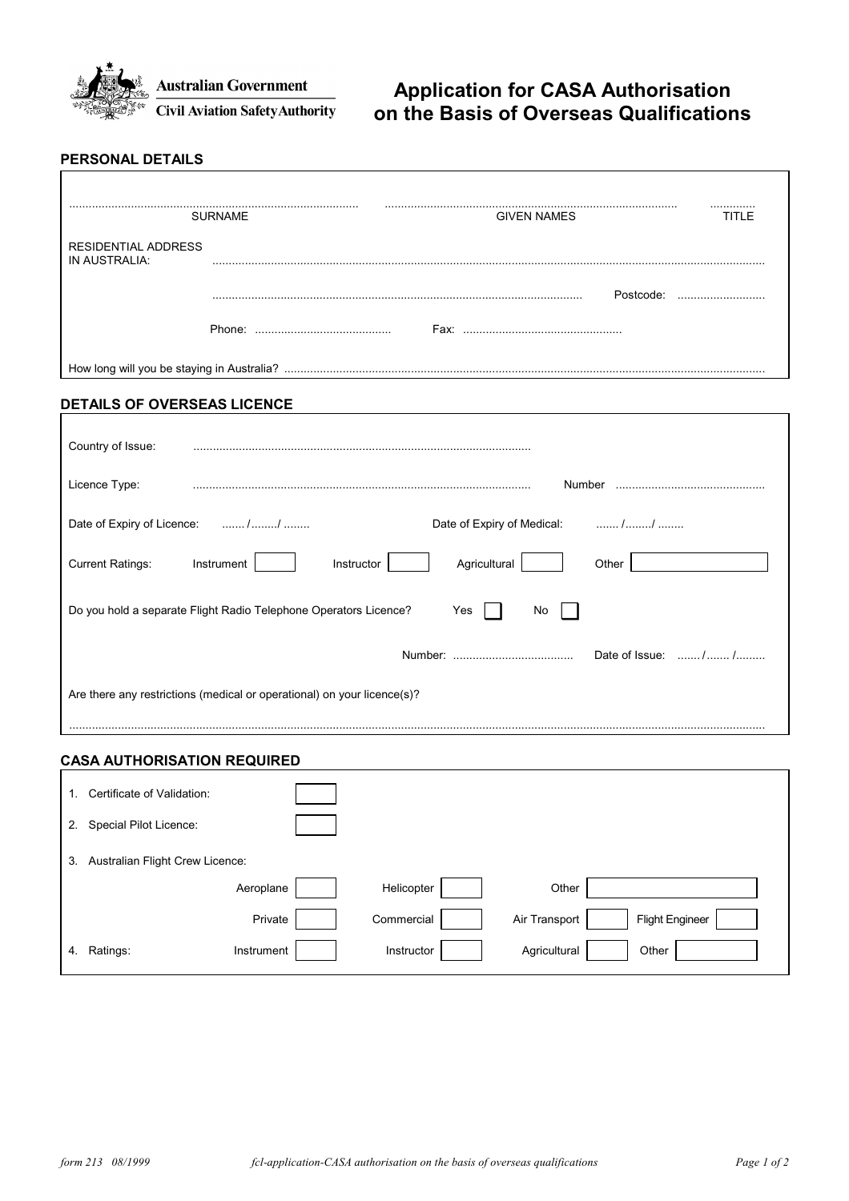Australian Government
Civil Aviation Safety Authority

# Application for CASA Authorisation on the Basis of Overseas Qualifications

## PERSONAL DETAILS

| ........................................ | ........................................ | ............ |
|---|---|---|
| SURNAME | GIVEN NAMES | TITLE |

RESIDENTIAL ADDRESS IN AUSTRALIA: ..............................................................................................

.............................................................................................. Postcode: ..........................

Phone: .......................................... Fax: ................................................

How long will you be staying in Australia? ..............................................................................................

## DETAILS OF OVERSEAS LICENCE

Country of Issue: ..............................................................................................

Licence Type: .............................................................................................. Number ..........................................

Date of Expiry of Licence: ....... /......../ ........ Date of Expiry of Medical: ....... /......../ ........

Current Ratings: Instrument ☐ Instructor ☐ Agricultural ☐ Other ☐

Do you hold a separate Flight Radio Telephone Operators Licence? Yes ☐ No ☐

Number: .................................... Date of Issue: ....... / ....... /.........

Are there any restrictions (medical or operational) on your licence(s)?

..............................................................................................

## CASA AUTHORISATION REQUIRED

1. Certificate of Validation: ☐
2. Special Pilot Licence: ☐
3. Australian Flight Crew Licence:
   - Aeroplane ☐ Helicopter ☐ Other ☐
   - Private ☐ Commercial ☐ Air Transport ☐ Flight Engineer ☐
4. Ratings: Instrument ☐ Instructor ☐ Agricultural ☐ Other ☐

form 213 08/1999 fcl-application-CASA authorisation on the basis of overseas qualifications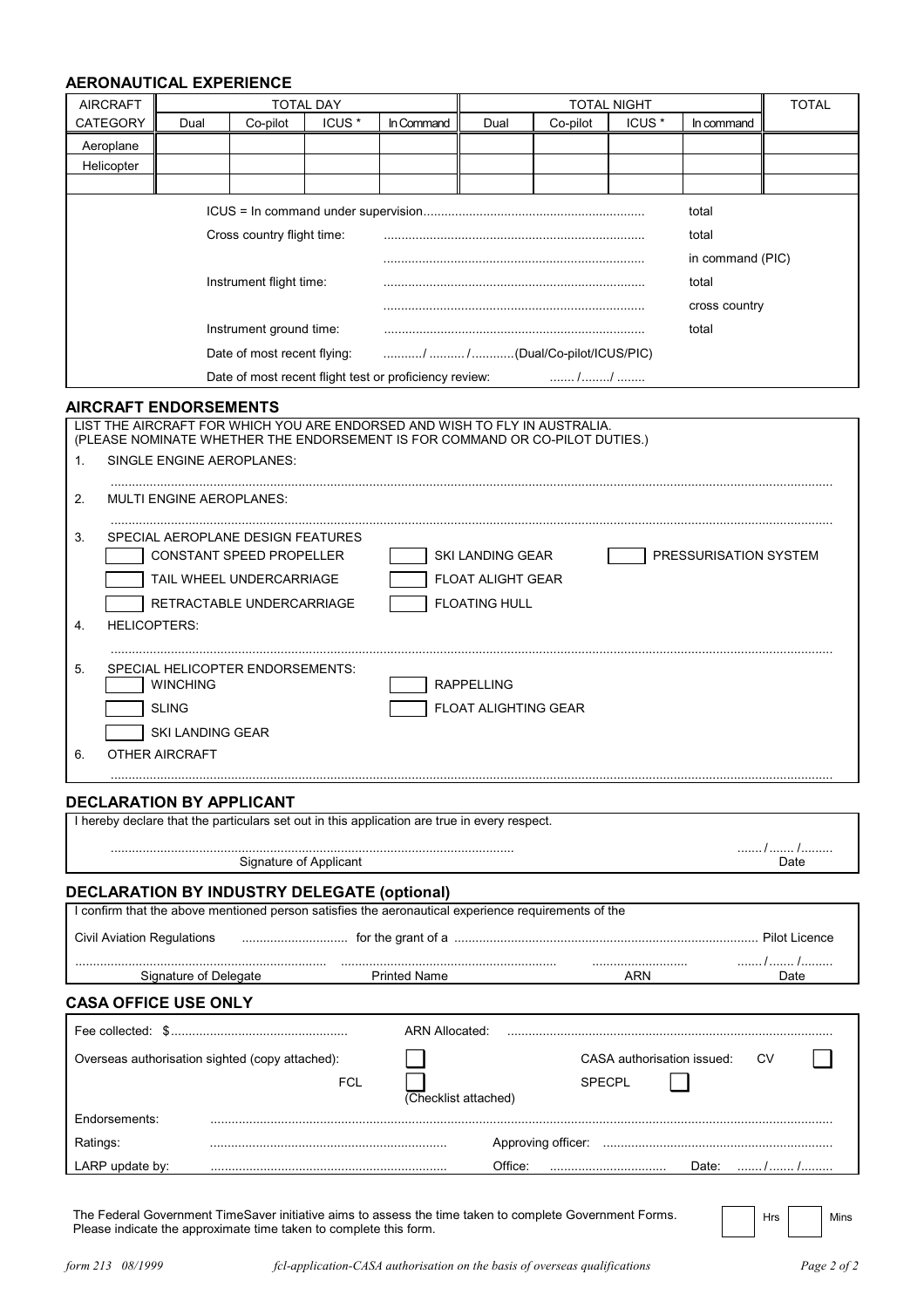## AERONAUTICAL EXPERIENCE

| AIRCRAFT CATEGORY | TOTAL DAY | | | | TOTAL NIGHT | | | | TOTAL |
|---|---|---|---|---|---|---|---|---|---|
| | Dual | Co-pilot | ICUS * | In Command | Dual | Co-pilot | ICUS * | In command | |
| Aeroplane | | | | | | | | | |
| Helicopter | | | | | | | | | |
| | | | | | | | | | |

ICUS = In command under supervision.............................................................. total

Cross country flight time: .......................................................................... total

.......................................................................... in command (PIC)

Instrument flight time: .......................................................................... total

.......................................................................... cross country

Instrument ground time: .......................................................................... total

Date of most recent flying: ........./ ........./ ...........(Dual/Co-pilot/ICUS/PIC)

Date of most recent flight test or proficiency review: ....... /......../ ........

## AIRCRAFT ENDORSEMENTS

LIST THE AIRCRAFT FOR WHICH YOU ARE ENDORSED AND WISH TO FLY IN AUSTRALIA.
(PLEASE NOMINATE WHETHER THE ENDORSEMENT IS FOR COMMAND OR CO-PILOT DUTIES.)

1. SINGLE ENGINE AEROPLANES:

   ..........................................................................................................................................

2. MULTI ENGINE AEROPLANES:

   ..........................................................................................................................................

3. SPECIAL AEROPLANE DESIGN FEATURES
   - ☐ CONSTANT SPEED PROPELLER
   - ☐ SKI LANDING GEAR
   - ☐ PRESSURISATION SYSTEM
   - ☐ TAIL WHEEL UNDERCARRIAGE
   - ☐ FLOAT ALIGHT GEAR
   - ☐ RETRACTABLE UNDERCARRIAGE
   - ☐ FLOATING HULL

4. HELICOPTERS:

   ..........................................................................................................................................

5. SPECIAL HELICOPTER ENDORSEMENTS:
   - ☐ WINCHING
   - ☐ RAPPELLING
   - ☐ SLING
   - ☐ FLOAT ALIGHTING GEAR
   - ☐ SKI LANDING GEAR

6. OTHER AIRCRAFT

   ..........................................................................................................................................

## DECLARATION BY APPLICANT

I hereby declare that the particulars set out in this application are true in every respect.

................................................................................................ ....... /....... /.........

Signature of Applicant Date

## DECLARATION BY INDUSTRY DELEGATE (optional)

I confirm that the above mentioned person satisfies the aeronautical experience requirements of the

Civil Aviation Regulations ............................. for the grant of a ..................................................................................... Pilot Licence

....................................................................... ............................................................ ........................... ....... /....... /.........

Signature of Delegate Printed Name ARN Date

## CASA OFFICE USE ONLY

Fee collected: $................................................. ARN Allocated: ..........................................................................................

Overseas authorisation sighted (copy attached): ☐ CASA authorisation issued: CV ☐

FCL ☐ (Checklist attached) SPECPL ☐

Endorsements: ..........................................................................................................................................

Ratings: .................................................................. Approving officer: ................................................................

LARP update by: .................................................................. Office: ................................. Date: ....... /....... /.........

The Federal Government TimeSaver initiative aims to assess the time taken to complete Government Forms. Please indicate the approximate time taken to complete this form. ☐ Hrs ☐ Mins

*form 213 08/1999* *fcl-application-CASA authorisation on the basis of overseas qualifications*